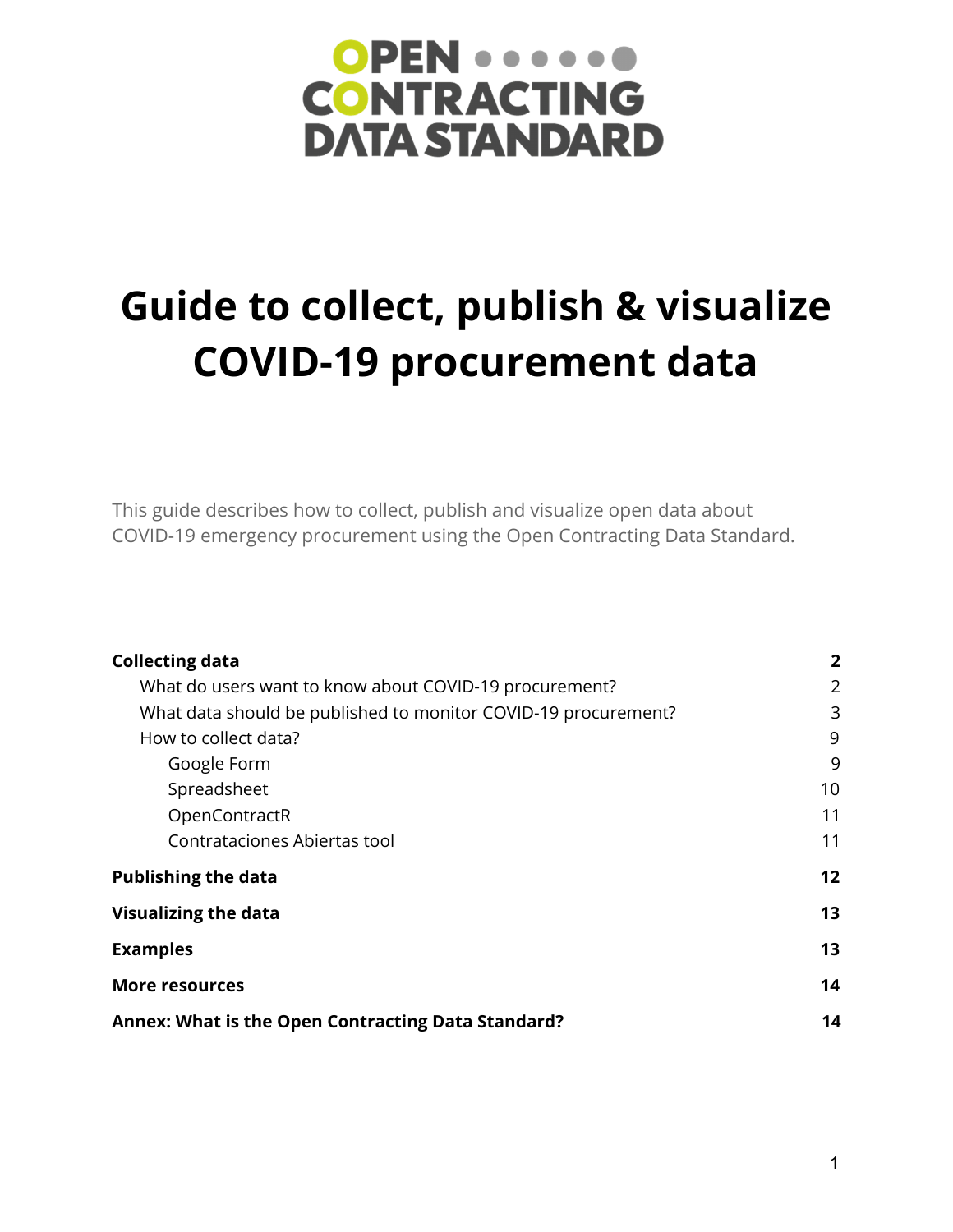OPEN CONTRACTING DATA STANDARD

# Guide to collect, publish & visualize COVID-19 procurement data

This guide describes how to collect, publish and visualize open data about COVID-19 emergency procurement using the Open Contracting Data Standard.

| | |
|---|---|
| **Collecting data** | **2** |
| What do users want to know about COVID-19 procurement? | 2 |
| What data should be published to monitor COVID-19 procurement? | 3 |
| How to collect data? | 9 |
| Google Form | 9 |
| Spreadsheet | 10 |
| OpenContractR | 11 |
| Contrataciones Abiertas tool | 11 |
| **Publishing the data** | **12** |
| **Visualizing the data** | **13** |
| **Examples** | **13** |
| **More resources** | **14** |
| **Annex: What is the Open Contracting Data Standard?** | **14** |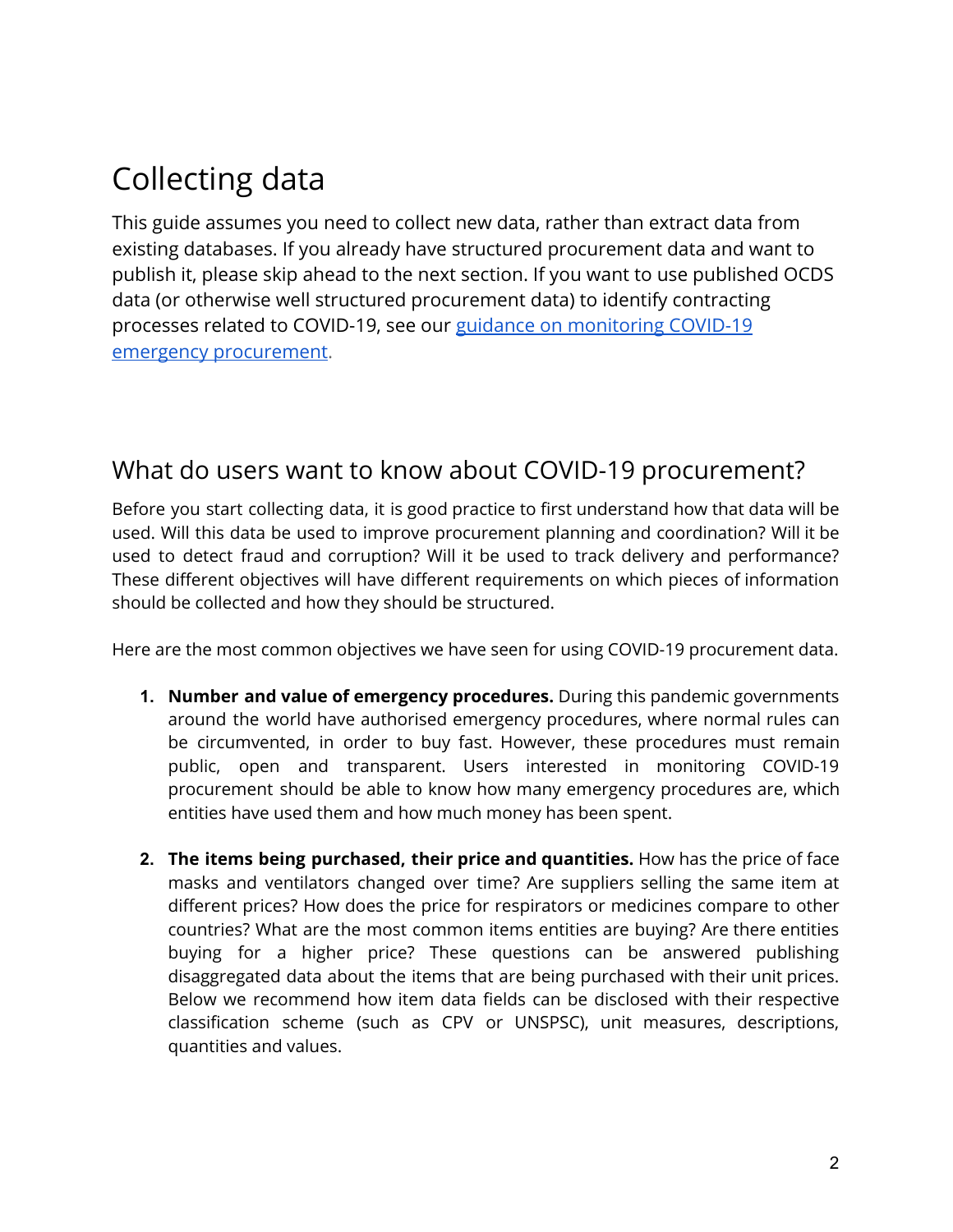# Collecting data

This guide assumes you need to collect new data, rather than extract data from existing databases. If you already have structured procurement data and want to publish it, please skip ahead to the next section. If you want to use published OCDS data (or otherwise well structured procurement data) to identify contracting processes related to COVID-19, see our [guidance on monitoring COVID-19 emergency procurement](guidance on monitoring COVID-19 emergency procurement).

## What do users want to know about COVID-19 procurement?

Before you start collecting data, it is good practice to first understand how that data will be used. Will this data be used to improve procurement planning and coordination? Will it be used to detect fraud and corruption? Will it be used to track delivery and performance? These different objectives will have different requirements on which pieces of information should be collected and how they should be structured.

Here are the most common objectives we have seen for using COVID-19 procurement data.

1. **Number and value of emergency procedures.** During this pandemic governments around the world have authorised emergency procedures, where normal rules can be circumvented, in order to buy fast. However, these procedures must remain public, open and transparent. Users interested in monitoring COVID-19 procurement should be able to know how many emergency procedures are, which entities have used them and how much money has been spent.

2. **The items being purchased, their price and quantities.** How has the price of face masks and ventilators changed over time? Are suppliers selling the same item at different prices? How does the price for respirators or medicines compare to other countries? What are the most common items entities are buying? Are there entities buying for a higher price? These questions can be answered publishing disaggregated data about the items that are being purchased with their unit prices. Below we recommend how item data fields can be disclosed with their respective classification scheme (such as CPV or UNSPSC), unit measures, descriptions, quantities and values.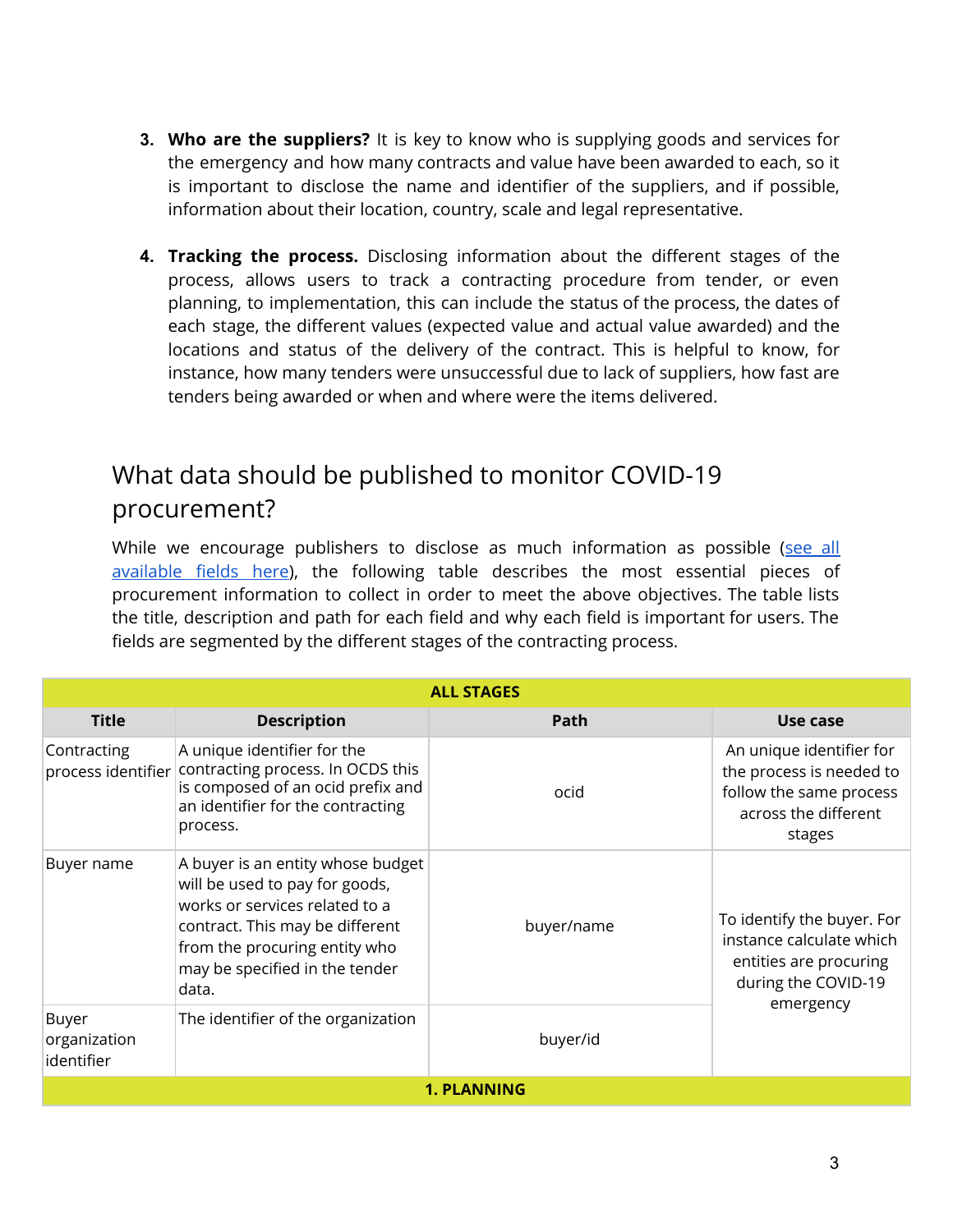3. **Who are the suppliers?** It is key to know who is supplying goods and services for the emergency and how many contracts and value have been awarded to each, so it is important to disclose the name and identifier of the suppliers, and if possible, information about their location, country, scale and legal representative.

4. **Tracking the process.** Disclosing information about the different stages of the process, allows users to track a contracting procedure from tender, or even planning, to implementation, this can include the status of the process, the dates of each stage, the different values (expected value and actual value awarded) and the locations and status of the delivery of the contract. This is helpful to know, for instance, how many tenders were unsuccessful due to lack of suppliers, how fast are tenders being awarded or when and where were the items delivered.

## What data should be published to monitor COVID-19 procurement?

While we encourage publishers to disclose as much information as possible (see all available fields here), the following table describes the most essential pieces of procurement information to collect in order to meet the above objectives. The table lists the title, description and path for each field and why each field is important for users. The fields are segmented by the different stages of the contracting process.

| **ALL STAGES** | | | |
|---|---|---|---|
| **Title** | **Description** | **Path** | **Use case** |
| Contracting process identifier | A unique identifier for the contracting process. In OCDS this is composed of an ocid prefix and an identifier for the contracting process. | ocid | An unique identifier for the process is needed to follow the same process across the different stages |
| Buyer name | A buyer is an entity whose budget will be used to pay for goods, works or services related to a contract. This may be different from the procuring entity who may be specified in the tender data. | buyer/name | To identify the buyer. For instance calculate which entities are procuring during the COVID-19 emergency |
| Buyer organization identifier | The identifier of the organization | buyer/id | |
| **1. PLANNING** | | | |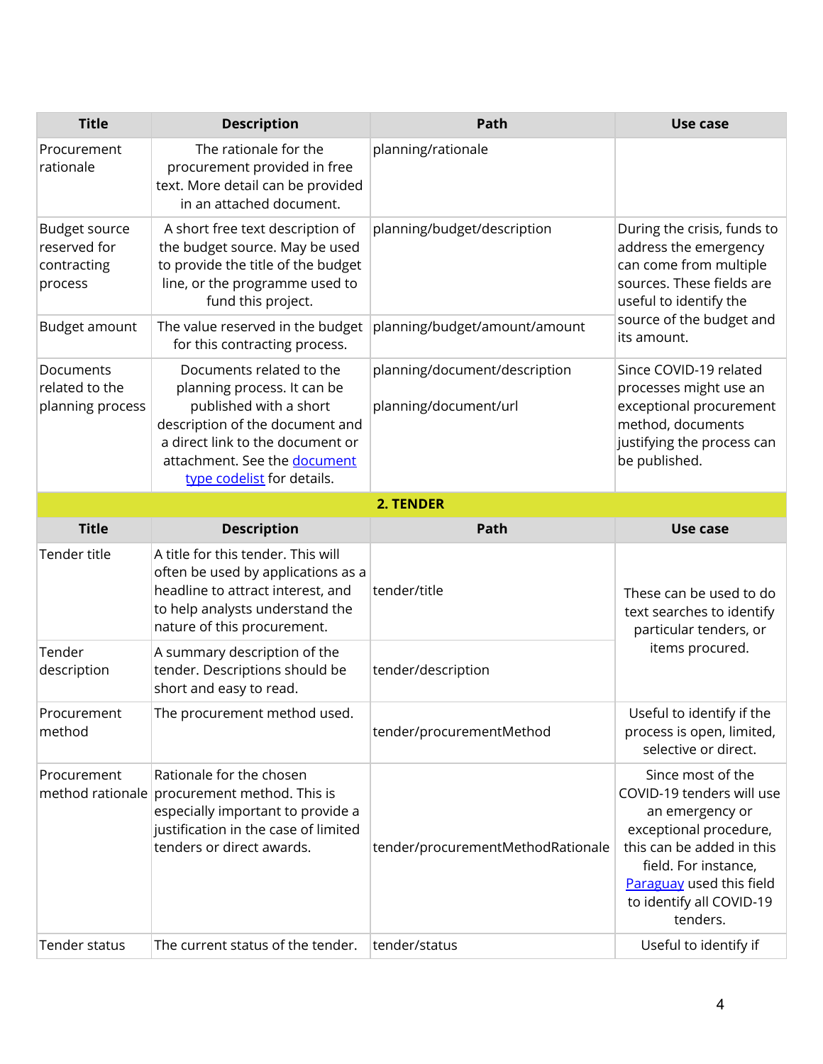| Title | Description | Path | Use case |
|---|---|---|---|
| Procurement rationale | The rationale for the procurement provided in free text. More detail can be provided in an attached document. | planning/rationale | |
| Budget source reserved for contracting process | A short free text description of the budget source. May be used to provide the title of the budget line, or the programme used to fund this project. | planning/budget/description | During the crisis, funds to address the emergency can come from multiple sources. These fields are useful to identify the source of the budget and its amount. |
| Budget amount | The value reserved in the budget for this contracting process. | planning/budget/amount/amount | |
| Documents related to the planning process | Documents related to the planning process. It can be published with a short description of the document and a direct link to the document or attachment. See the [document type codelist]() for details. | planning/document/description<br><br>planning/document/url | Since COVID-19 related processes might use an exceptional procurement method, documents justifying the process can be published. |

## 2. TENDER

| Title | Description | Path | Use case |
|---|---|---|---|
| Tender title | A title for this tender. This will often be used by applications as a headline to attract interest, and to help analysts understand the nature of this procurement. | tender/title | These can be used to do text searches to identify particular tenders, or items procured. |
| Tender description | A summary description of the tender. Descriptions should be short and easy to read. | tender/description | |
| Procurement method | The procurement method used. | tender/procurementMethod | Useful to identify if the process is open, limited, selective or direct. |
| Procurement method rationale | Rationale for the chosen procurement method. This is especially important to provide a justification in the case of limited tenders or direct awards. | tender/procurementMethodRationale | Since most of the COVID-19 tenders will use an emergency or exceptional procedure, this can be added in this field. For instance, [Paraguay]() used this field to identify all COVID-19 tenders. |
| Tender status | The current status of the tender. | tender/status | Useful to identify if |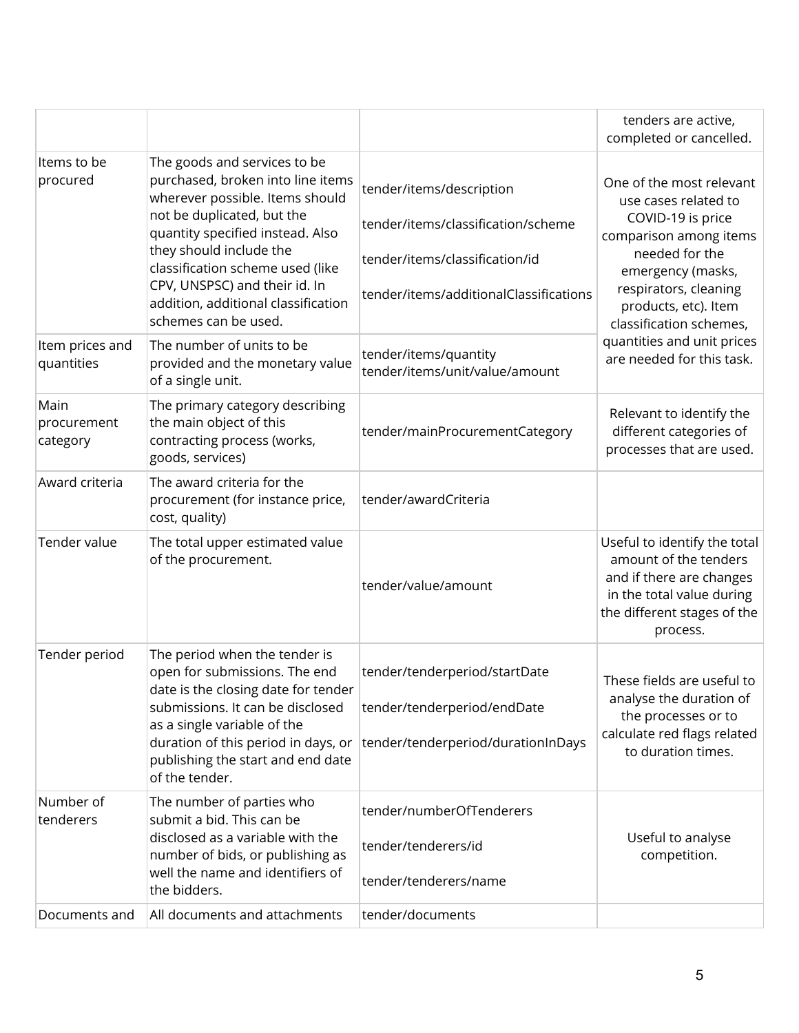| | | | tenders are active, completed or cancelled. |
|---|---|---|---|
| Items to be procured | The goods and services to be purchased, broken into line items wherever possible. Items should not be duplicated, but the quantity specified instead. Also they should include the classification scheme used (like CPV, UNSPSC) and their id. In addition, additional classification schemes can be used. | tender/items/description<br><br>tender/items/classification/scheme<br><br>tender/items/classification/id<br><br>tender/items/additionalClassifications | One of the most relevant use cases related to COVID-19 is price comparison among items needed for the emergency (masks, respirators, cleaning products, etc). Item classification schemes, quantities and unit prices are needed for this task. |
| Item prices and quantities | The number of units to be provided and the monetary value of a single unit. | tender/items/quantity<br>tender/items/unit/value/amount | |
| Main procurement category | The primary category describing the main object of this contracting process (works, goods, services) | tender/mainProcurementCategory | Relevant to identify the different categories of processes that are used. |
| Award criteria | The award criteria for the procurement (for instance price, cost, quality) | tender/awardCriteria | |
| Tender value | The total upper estimated value of the procurement. | tender/value/amount | Useful to identify the total amount of the tenders and if there are changes in the total value during the different stages of the process. |
| Tender period | The period when the tender is open for submissions. The end date is the closing date for tender submissions. It can be disclosed as a single variable of the duration of this period in days, or publishing the start and end date of the tender. | tender/tenderperiod/startDate<br><br>tender/tenderperiod/endDate<br><br>tender/tenderperiod/durationInDays | These fields are useful to analyse the duration of the processes or to calculate red flags related to duration times. |
| Number of tenderers | The number of parties who submit a bid. This can be disclosed as a variable with the number of bids, or publishing as well the name and identifiers of the bidders. | tender/numberOfTenderers<br><br>tender/tenderers/id<br><br>tender/tenderers/name | Useful to analyse competition. |
| Documents and | All documents and attachments | tender/documents | |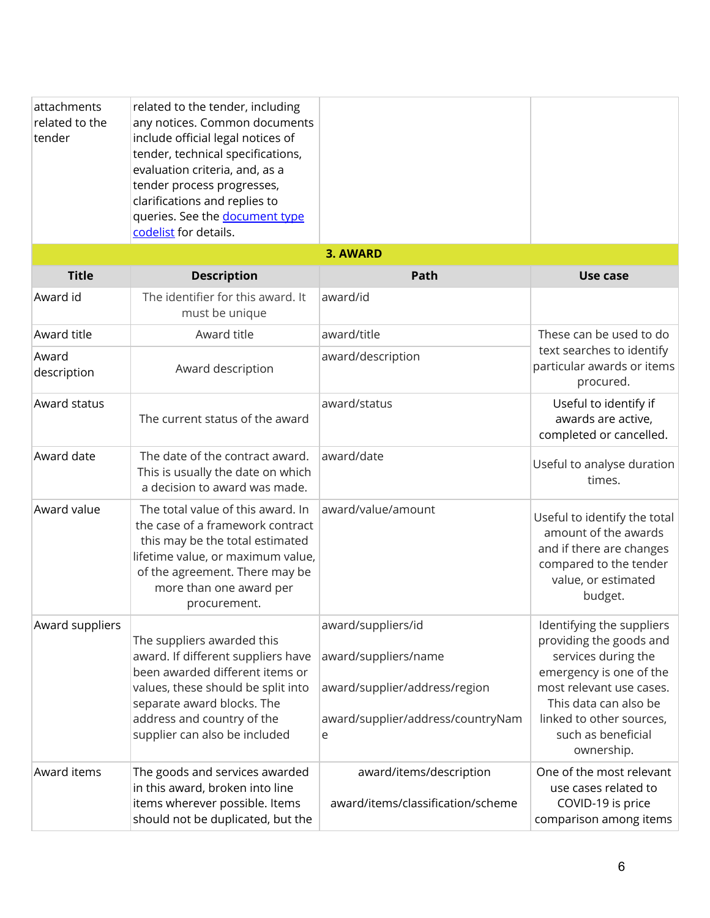| | | | |
|---|---|---|---|
| attachments related to the tender | related to the tender, including any notices. Common documents include official legal notices of tender, technical specifications, evaluation criteria, and, as a tender process progresses, clarifications and replies to queries. See the [document type codelist]() for details. | | |
| **3. AWARD** | | | |
| **Title** | **Description** | **Path** | **Use case** |
| Award id | The identifier for this award. It must be unique | award/id | |
| Award title | Award title | award/title | These can be used to do text searches to identify particular awards or items procured. |
| Award description | Award description | award/description | |
| Award status | The current status of the award | award/status | Useful to identify if awards are active, completed or cancelled. |
| Award date | The date of the contract award. This is usually the date on which a decision to award was made. | award/date | Useful to analyse duration times. |
| Award value | The total value of this award. In the case of a framework contract this may be the total estimated lifetime value, or maximum value, of the agreement. There may be more than one award per procurement. | award/value/amount | Useful to identify the total amount of the awards and if there are changes compared to the tender value, or estimated budget. |
| Award suppliers | The suppliers awarded this award. If different suppliers have been awarded different items or values, these should be split into separate award blocks. The address and country of the supplier can also be included | award/suppliers/id<br><br>award/suppliers/name<br><br>award/supplier/address/region<br><br>award/supplier/address/countryName | Identifying the suppliers providing the goods and services during the emergency is one of the most relevant use cases. This data can also be linked to other sources, such as beneficial ownership. |
| Award items | The goods and services awarded in this award, broken into line items wherever possible. Items should not be duplicated, but the | award/items/description<br><br>award/items/classification/scheme | One of the most relevant use cases related to COVID-19 is price comparison among items |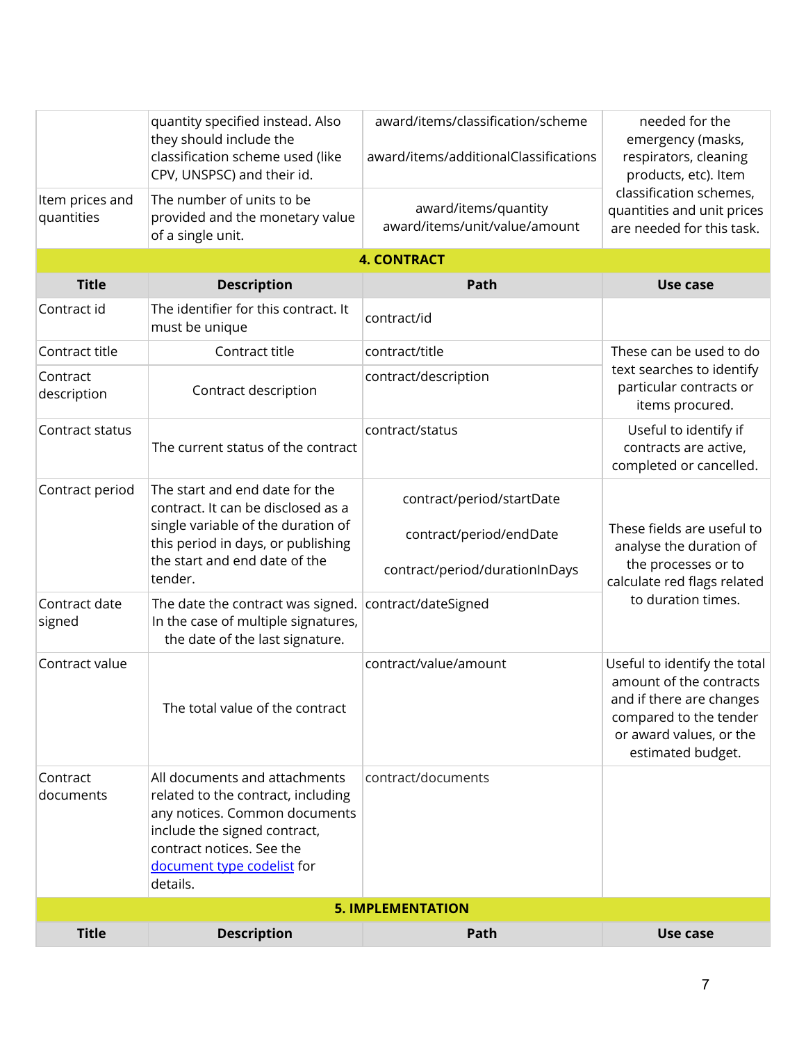| | | | |
|---|---|---|---|
| | quantity specified instead. Also they should include the classification scheme used (like CPV, UNSPSC) and their id. | award/items/classification/scheme<br><br>award/items/additionalClassifications | needed for the emergency (masks, respirators, cleaning products, etc). Item classification schemes, quantities and unit prices are needed for this task. |
| Item prices and quantities | The number of units to be provided and the monetary value of a single unit. | award/items/quantity<br>award/items/unit/value/amount | |
| **4. CONTRACT** | | | |
| **Title** | **Description** | **Path** | **Use case** |
| Contract id | The identifier for this contract. It must be unique | contract/id | |
| Contract title | Contract title | contract/title | These can be used to do text searches to identify particular contracts or items procured. |
| Contract description | Contract description | contract/description | |
| Contract status | The current status of the contract | contract/status | Useful to identify if contracts are active, completed or cancelled. |
| Contract period | The start and end date for the contract. It can be disclosed as a single variable of the duration of this period in days, or publishing the start and end date of the tender. | contract/period/startDate<br><br>contract/period/endDate<br><br>contract/period/durationInDays | These fields are useful to analyse the duration of the processes or to calculate red flags related to duration times. |
| Contract date signed | The date the contract was signed. In the case of multiple signatures, the date of the last signature. | contract/dateSigned | |
| Contract value | The total value of the contract | contract/value/amount | Useful to identify the total amount of the contracts and if there are changes compared to the tender or award values, or the estimated budget. |
| Contract documents | All documents and attachments related to the contract, including any notices. Common documents include the signed contract, contract notices. See the document type codelist for details. | contract/documents | |
| **5. IMPLEMENTATION** | | | |
| **Title** | **Description** | **Path** | **Use case** |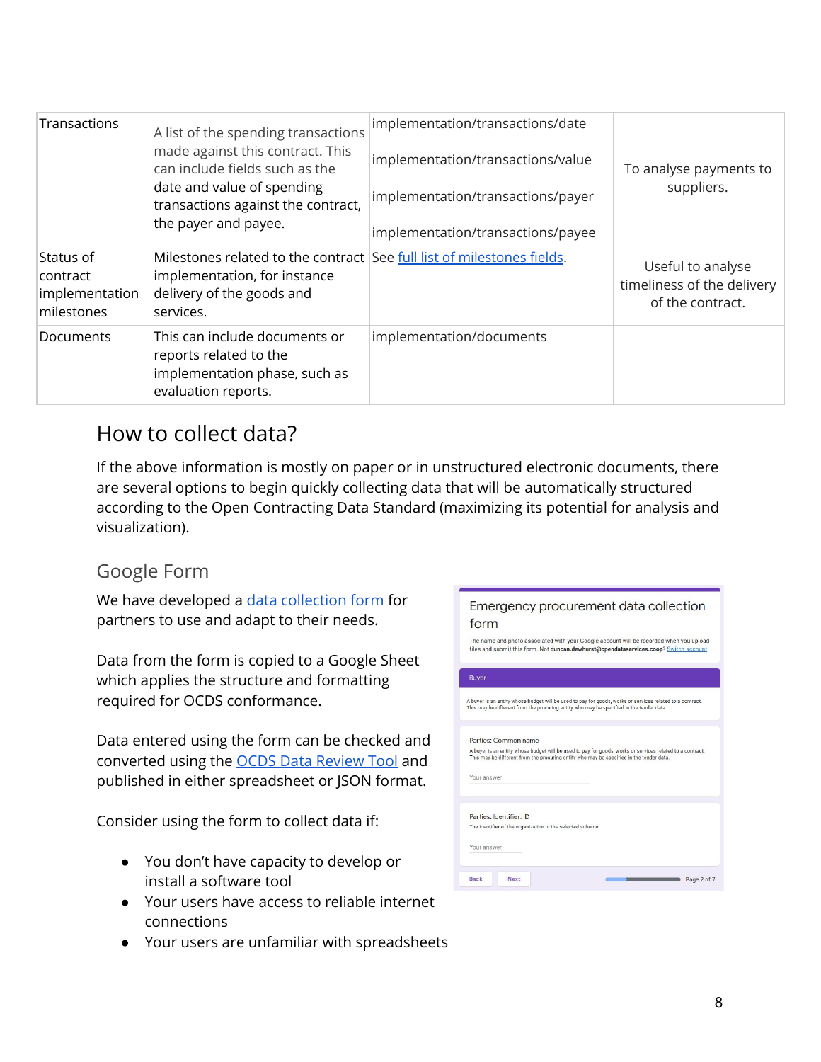| Transactions | A list of the spending transactions made against this contract. This can include fields such as the date and value of spending transactions against the contract, the payer and payee. | implementation/transactions/date<br><br>implementation/transactions/value<br><br>implementation/transactions/payer<br><br>implementation/transactions/payee | To analyse payments to suppliers. |
|---|---|---|---|
| Status of contract implementation milestones | Milestones related to the contract implementation, for instance delivery of the goods and services. | See full list of milestones fields. | Useful to analyse timeliness of the delivery of the contract. |
| Documents | This can include documents or reports related to the implementation phase, such as evaluation reports. | implementation/documents | |

## How to collect data?

If the above information is mostly on paper or in unstructured electronic documents, there are several options to begin quickly collecting data that will be automatically structured according to the Open Contracting Data Standard (maximizing its potential for analysis and visualization).

### Google Form

We have developed a data collection form for partners to use and adapt to their needs.

Data from the form is copied to a Google Sheet which applies the structure and formatting required for OCDS conformance.

Data entered using the form can be checked and converted using the OCDS Data Review Tool and published in either spreadsheet or JSON format.

Consider using the form to collect data if:

- You don't have capacity to develop or install a software tool
- Your users have access to reliable internet connections
- Your users are unfamiliar with spreadsheets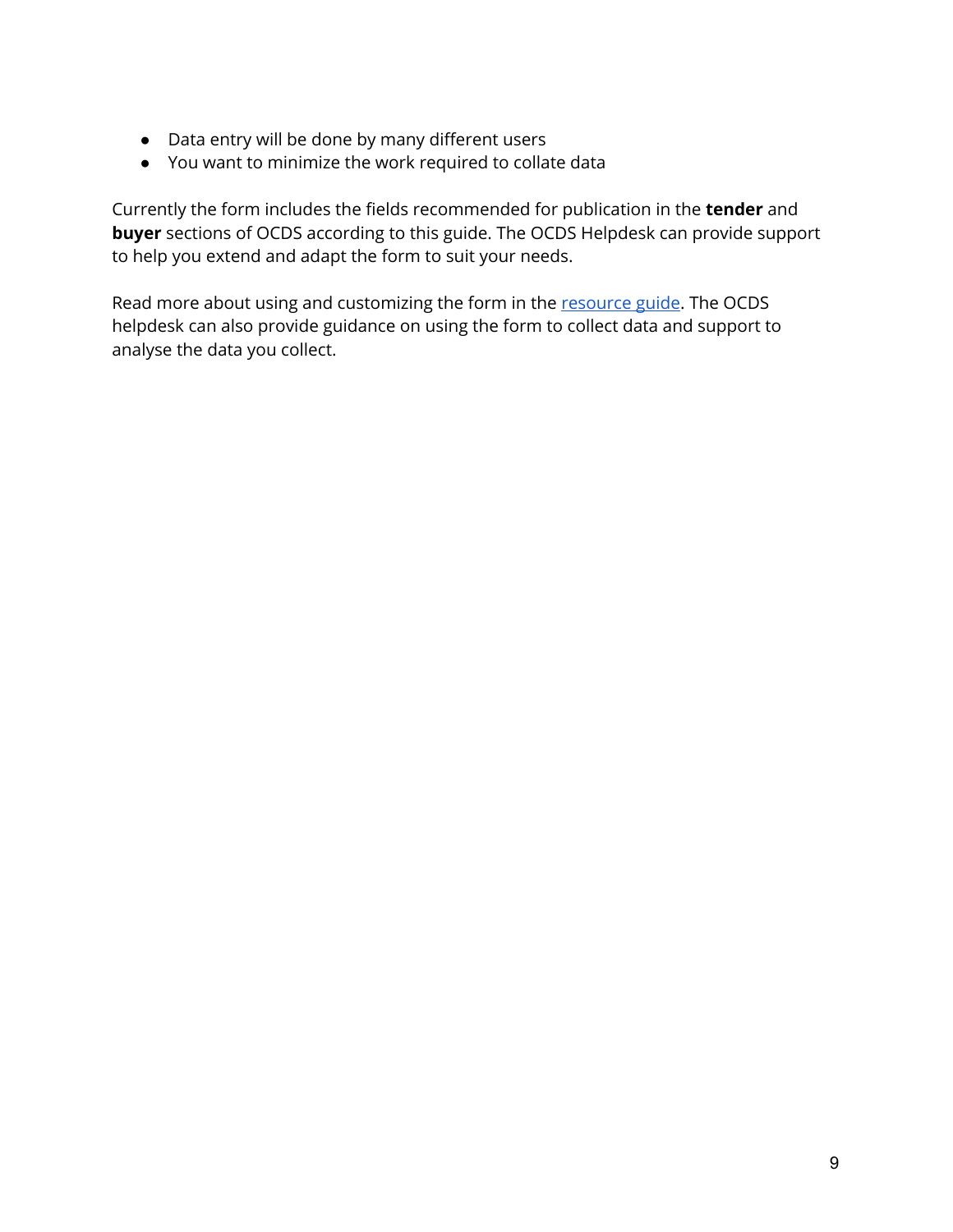- Data entry will be done by many different users
- You want to minimize the work required to collate data

Currently the form includes the fields recommended for publication in the **tender** and **buyer** sections of OCDS according to this guide. The OCDS Helpdesk can provide support to help you extend and adapt the form to suit your needs.

Read more about using and customizing the form in the resource guide. The OCDS helpdesk can also provide guidance on using the form to collect data and support to analyse the data you collect.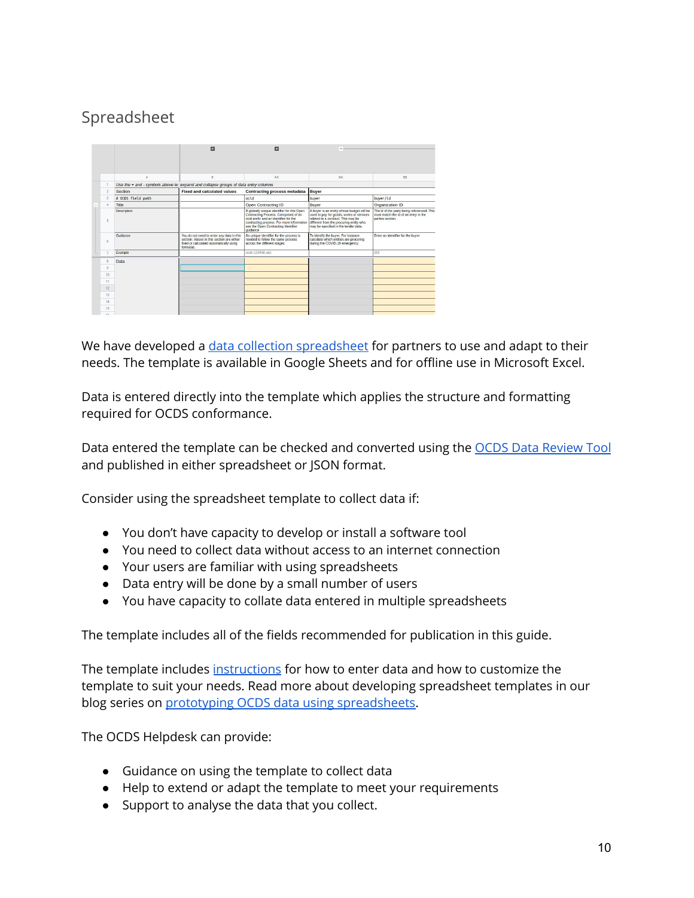## Spreadsheet

We have developed a [data collection spreadsheet]() for partners to use and adapt to their needs. The template is available in Google Sheets and for offline use in Microsoft Excel.

Data is entered directly into the template which applies the structure and formatting required for OCDS conformance.

Data entered the template can be checked and converted using the [OCDS Data Review Tool]() and published in either spreadsheet or JSON format.

Consider using the spreadsheet template to collect data if:

- You don't have capacity to develop or install a software tool
- You need to collect data without access to an internet connection
- Your users are familiar with using spreadsheets
- Data entry will be done by a small number of users
- You have capacity to collate data entered in multiple spreadsheets

The template includes all of the fields recommended for publication in this guide.

The template includes [instructions]() for how to enter data and how to customize the template to suit your needs. Read more about developing spreadsheet templates in our blog series on [prototyping OCDS data using spreadsheets]().

The OCDS Helpdesk can provide:

- Guidance on using the template to collect data
- Help to extend or adapt the template to meet your requirements
- Support to analyse the data that you collect.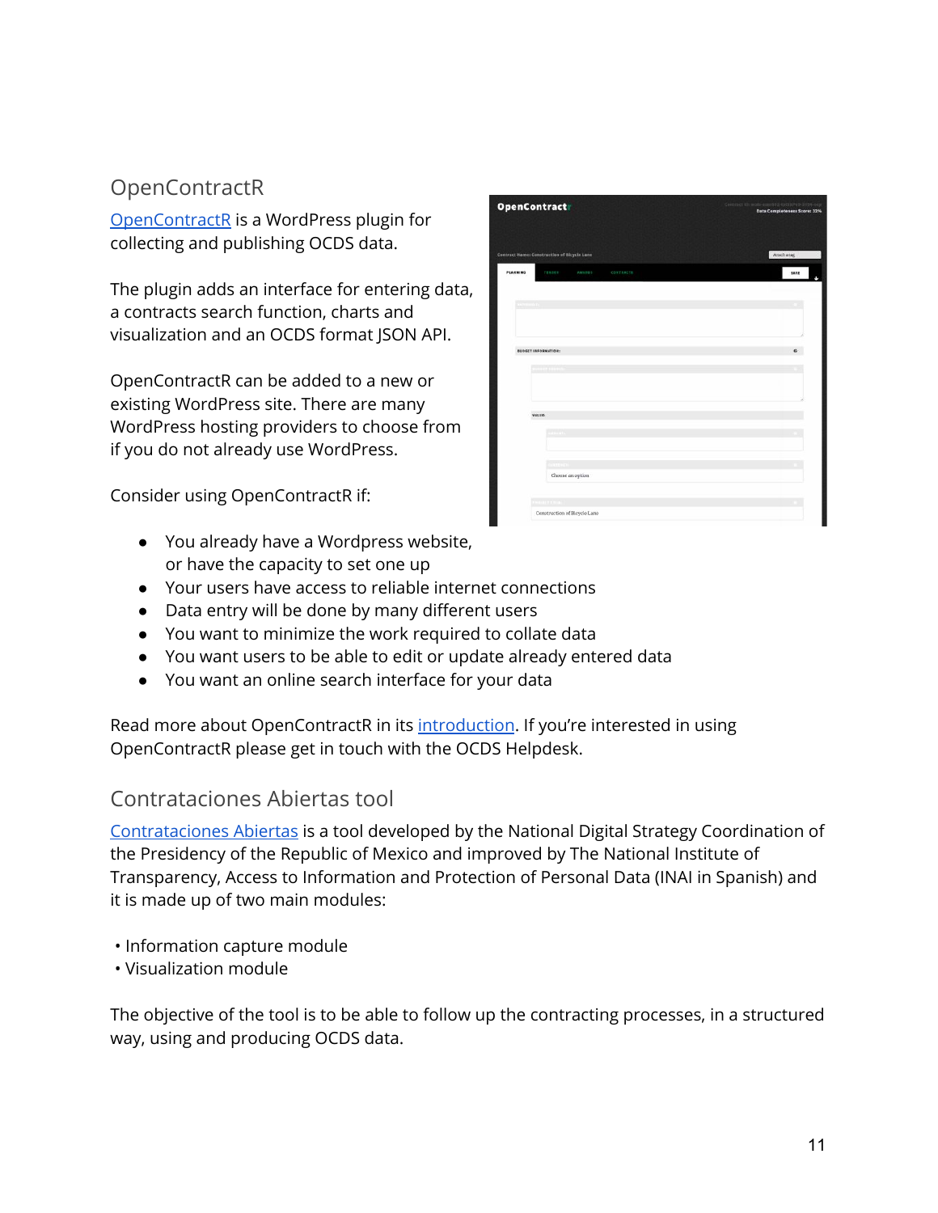## OpenContractR

OpenContractR is a WordPress plugin for collecting and publishing OCDS data.

The plugin adds an interface for entering data, a contracts search function, charts and visualization and an OCDS format JSON API.

OpenContractR can be added to a new or existing WordPress site. There are many WordPress hosting providers to choose from if you do not already use WordPress.

Consider using OpenContractR if:

- You already have a Wordpress website, or have the capacity to set one up
- Your users have access to reliable internet connections
- Data entry will be done by many different users
- You want to minimize the work required to collate data
- You want users to be able to edit or update already entered data
- You want an online search interface for your data

Read more about OpenContractR in its introduction. If you're interested in using OpenContractR please get in touch with the OCDS Helpdesk.

## Contrataciones Abiertas tool

Contrataciones Abiertas is a tool developed by the National Digital Strategy Coordination of the Presidency of the Republic of Mexico and improved by The National Institute of Transparency, Access to Information and Protection of Personal Data (INAI in Spanish) and it is made up of two main modules:

- Information capture module
- Visualization module

The objective of the tool is to be able to follow up the contracting processes, in a structured way, using and producing OCDS data.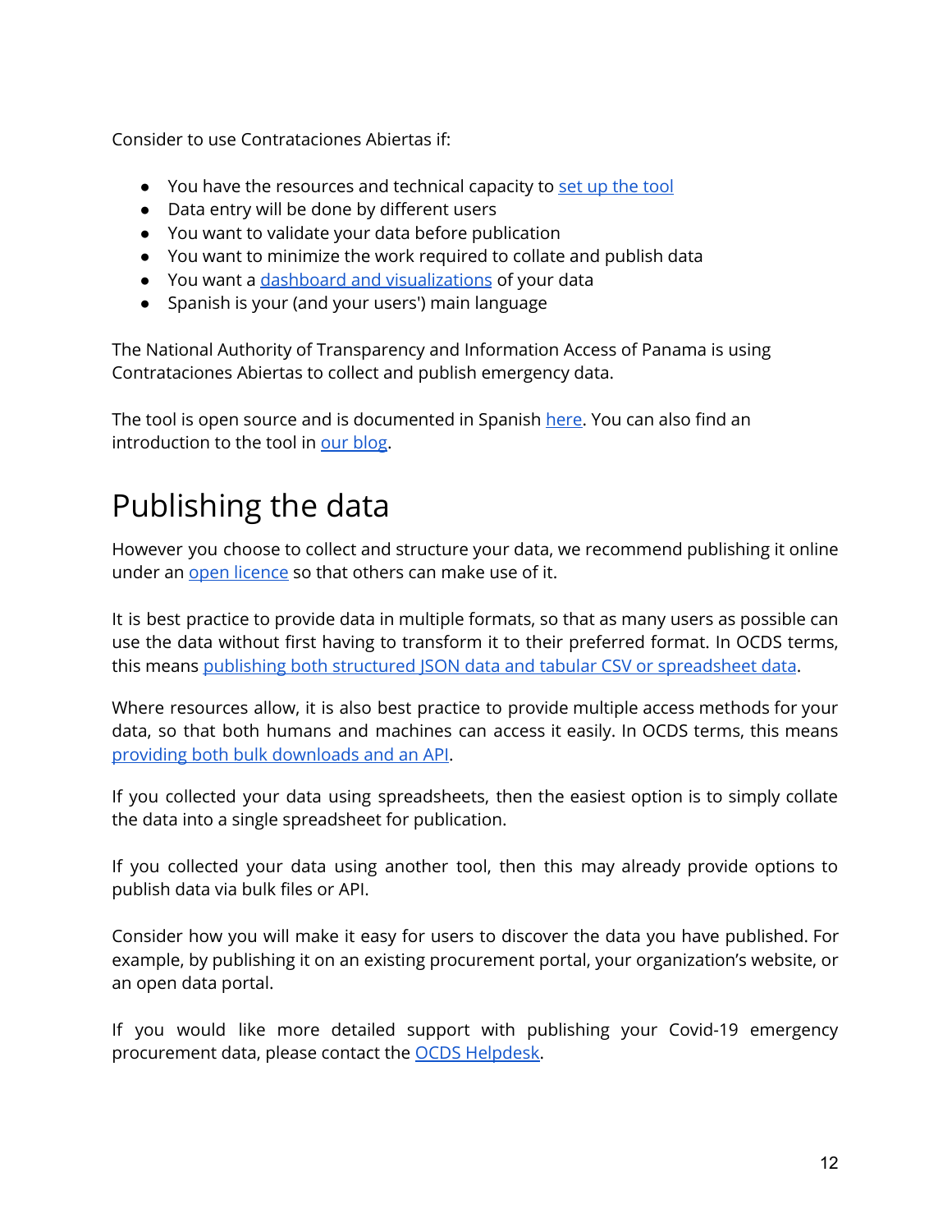Consider to use Contrataciones Abiertas if:

- You have the resources and technical capacity to set up the tool
- Data entry will be done by different users
- You want to validate your data before publication
- You want to minimize the work required to collate and publish data
- You want a dashboard and visualizations of your data
- Spanish is your (and your users') main language

The National Authority of Transparency and Information Access of Panama is using Contrataciones Abiertas to collect and publish emergency data.

The tool is open source and is documented in Spanish here. You can also find an introduction to the tool in our blog.

# Publishing the data

However you choose to collect and structure your data, we recommend publishing it online under an open licence so that others can make use of it.

It is best practice to provide data in multiple formats, so that as many users as possible can use the data without first having to transform it to their preferred format. In OCDS terms, this means publishing both structured JSON data and tabular CSV or spreadsheet data.

Where resources allow, it is also best practice to provide multiple access methods for your data, so that both humans and machines can access it easily. In OCDS terms, this means providing both bulk downloads and an API.

If you collected your data using spreadsheets, then the easiest option is to simply collate the data into a single spreadsheet for publication.

If you collected your data using another tool, then this may already provide options to publish data via bulk files or API.

Consider how you will make it easy for users to discover the data you have published. For example, by publishing it on an existing procurement portal, your organization's website, or an open data portal.

If you would like more detailed support with publishing your Covid-19 emergency procurement data, please contact the OCDS Helpdesk.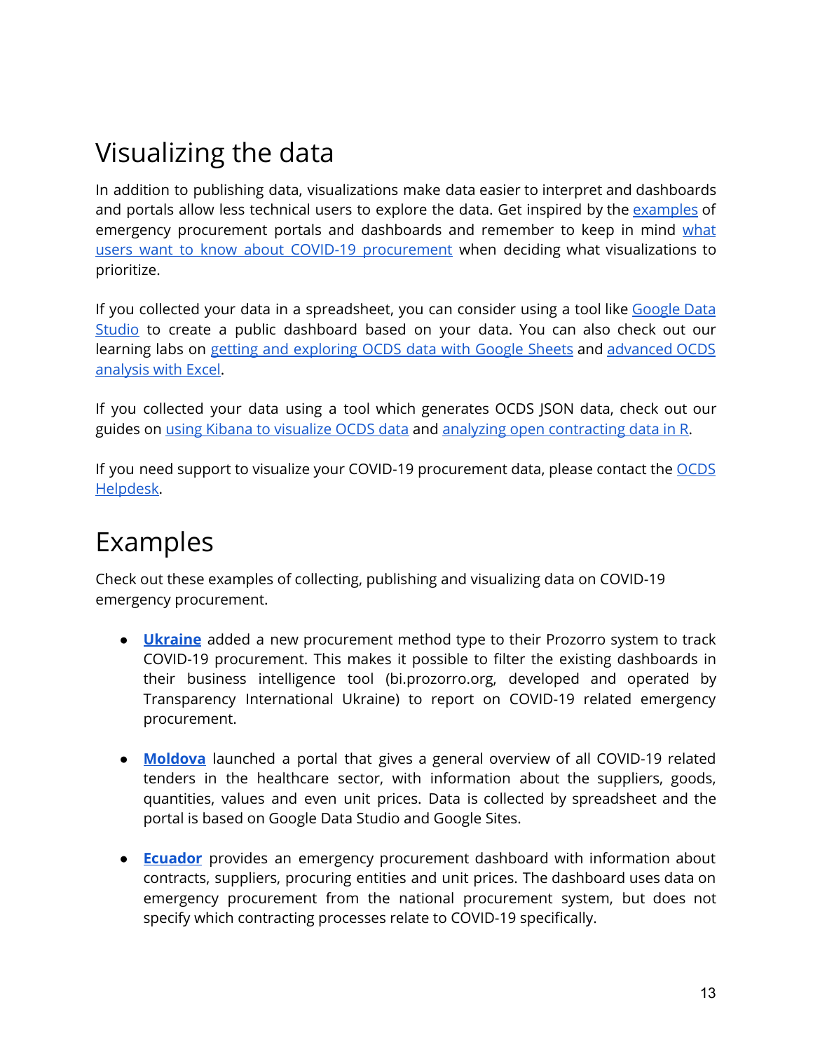# Visualizing the data

In addition to publishing data, visualizations make data easier to interpret and dashboards and portals allow less technical users to explore the data. Get inspired by the examples of emergency procurement portals and dashboards and remember to keep in mind what users want to know about COVID-19 procurement when deciding what visualizations to prioritize.

If you collected your data in a spreadsheet, you can consider using a tool like Google Data Studio to create a public dashboard based on your data. You can also check out our learning labs on getting and exploring OCDS data with Google Sheets and advanced OCDS analysis with Excel.

If you collected your data using a tool which generates OCDS JSON data, check out our guides on using Kibana to visualize OCDS data and analyzing open contracting data in R.

If you need support to visualize your COVID-19 procurement data, please contact the OCDS Helpdesk.

# Examples

Check out these examples of collecting, publishing and visualizing data on COVID-19 emergency procurement.

- **Ukraine** added a new procurement method type to their Prozorro system to track COVID-19 procurement. This makes it possible to filter the existing dashboards in their business intelligence tool (bi.prozorro.org, developed and operated by Transparency International Ukraine) to report on COVID-19 related emergency procurement.

- **Moldova** launched a portal that gives a general overview of all COVID-19 related tenders in the healthcare sector, with information about the suppliers, goods, quantities, values and even unit prices. Data is collected by spreadsheet and the portal is based on Google Data Studio and Google Sites.

- **Ecuador** provides an emergency procurement dashboard with information about contracts, suppliers, procuring entities and unit prices. The dashboard uses data on emergency procurement from the national procurement system, but does not specify which contracting processes relate to COVID-19 specifically.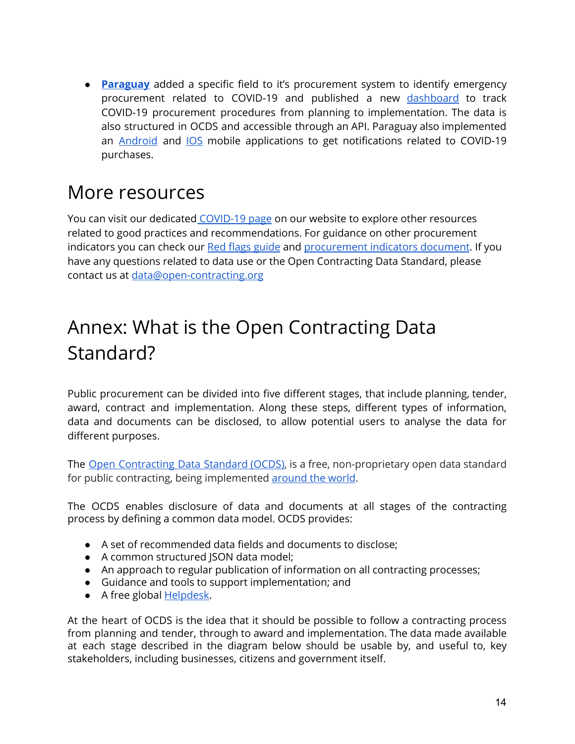- **Paraguay** added a specific field to it's procurement system to identify emergency procurement related to COVID-19 and published a new dashboard to track COVID-19 procurement procedures from planning to implementation. The data is also structured in OCDS and accessible through an API. Paraguay also implemented an Android and IOS mobile applications to get notifications related to COVID-19 purchases.

# More resources

You can visit our dedicated COVID-19 page on our website to explore other resources related to good practices and recommendations. For guidance on other procurement indicators you can check our Red flags guide and procurement indicators document. If you have any questions related to data use or the Open Contracting Data Standard, please contact us at data@open-contracting.org

# Annex: What is the Open Contracting Data Standard?

Public procurement can be divided into five different stages, that include planning, tender, award, contract and implementation. Along these steps, different types of information, data and documents can be disclosed, to allow potential users to analyse the data for different purposes.

The Open Contracting Data Standard (OCDS), is a free, non-proprietary open data standard for public contracting, being implemented around the world.

The OCDS enables disclosure of data and documents at all stages of the contracting process by defining a common data model. OCDS provides:

- A set of recommended data fields and documents to disclose;
- A common structured JSON data model;
- An approach to regular publication of information on all contracting processes;
- Guidance and tools to support implementation; and
- A free global Helpdesk.

At the heart of OCDS is the idea that it should be possible to follow a contracting process from planning and tender, through to award and implementation. The data made available at each stage described in the diagram below should be usable by, and useful to, key stakeholders, including businesses, citizens and government itself.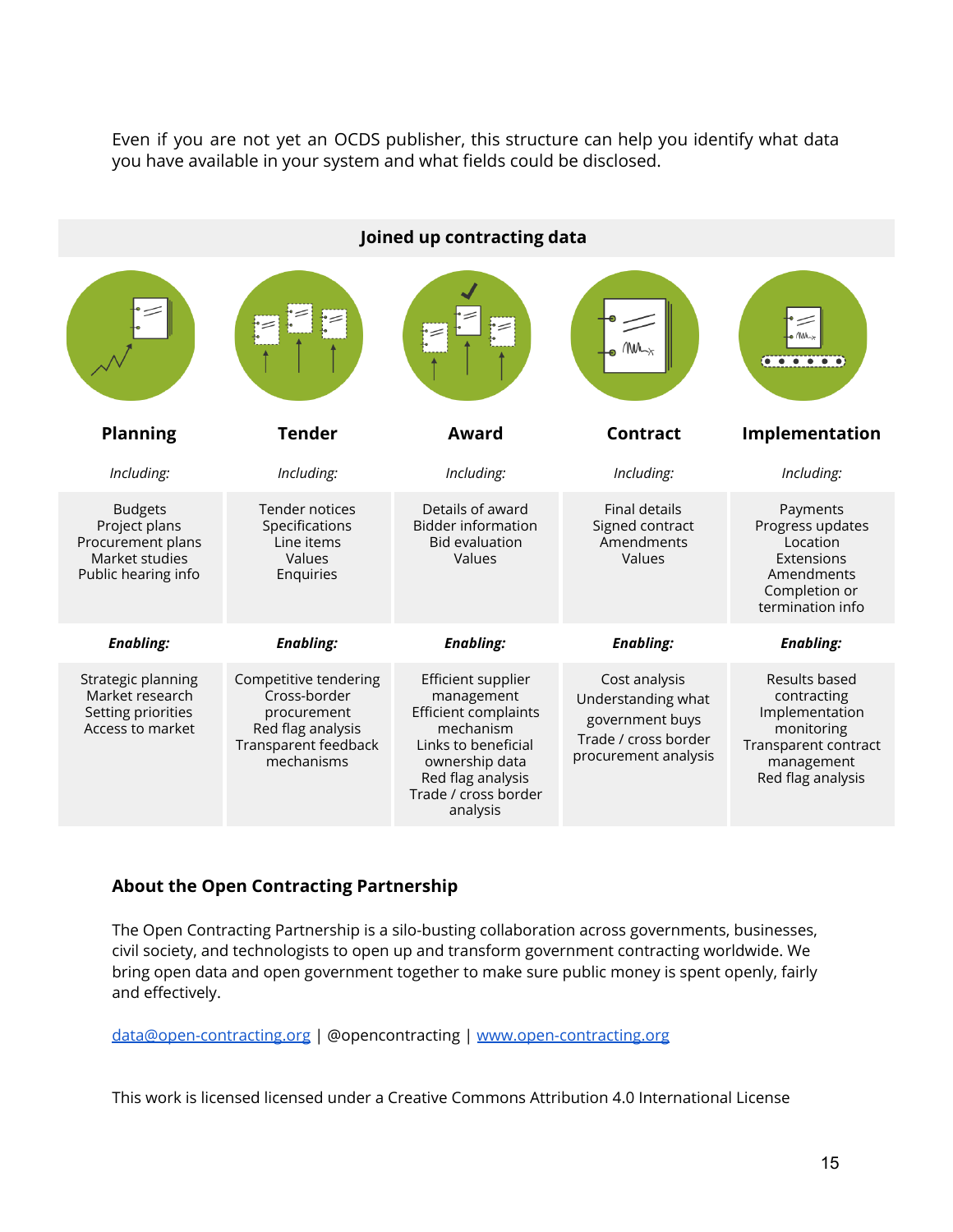Even if you are not yet an OCDS publisher, this structure can help you identify what data you have available in your system and what fields could be disclosed.

**Joined up contracting data**

| Planning | Tender | Award | Contract | Implementation |
|---|---|---|---|---|
| *Including:* | *Including:* | *Including:* | *Including:* | *Including:* |
| Budgets<br>Project plans<br>Procurement plans<br>Market studies<br>Public hearing info | Tender notices<br>Specifications<br>Line items<br>Values<br>Enquiries | Details of award<br>Bidder information<br>Bid evaluation<br>Values | Final details<br>Signed contract<br>Amendments<br>Values | Payments<br>Progress updates<br>Location<br>Extensions<br>Amendments<br>Completion or termination info |
| ***Enabling:*** | ***Enabling:*** | ***Enabling:*** | ***Enabling:*** | ***Enabling:*** |
| Strategic planning<br>Market research<br>Setting priorities<br>Access to market | Competitive tendering<br>Cross-border procurement<br>Red flag analysis<br>Transparent feedback mechanisms | Efficient supplier management<br>Efficient complaints mechanism<br>Links to beneficial ownership data<br>Red flag analysis<br>Trade / cross border analysis | Cost analysis<br>Understanding what government buys<br>Trade / cross border procurement analysis | Results based contracting<br>Implementation monitoring<br>Transparent contract management<br>Red flag analysis |

## About the Open Contracting Partnership

The Open Contracting Partnership is a silo-busting collaboration across governments, businesses, civil society, and technologists to open up and transform government contracting worldwide. We bring open data and open government together to make sure public money is spent openly, fairly and effectively.

data@open-contracting.org | @opencontracting | www.open-contracting.org

This work is licensed licensed under a Creative Commons Attribution 4.0 International License